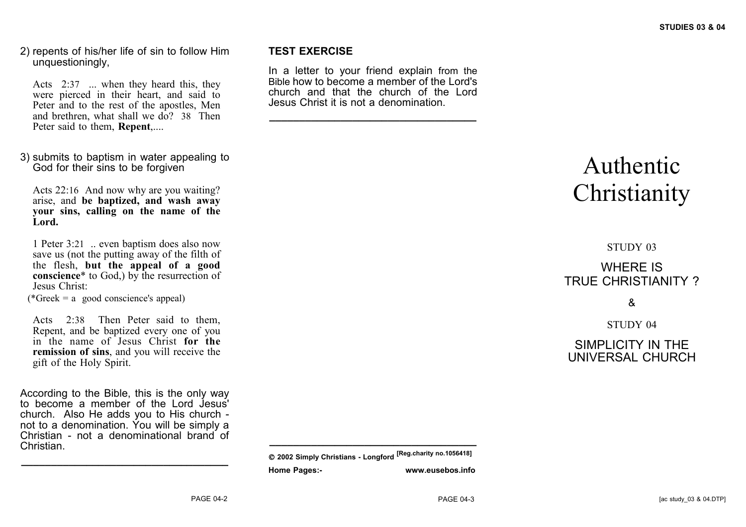2) repents of his/her life of sin to follow Him unquestioningly,

Acts 2:37 ... when they heard this, they were pierced in their heart, and said to Peter and to the rest of the apostles, Men and brethren, what shall we do? 38 Then Peter said to them, **Repent**,....

3) submits to baptism in water appealing to God for their sins to be forgiven

Acts 22:16 And now why are you waiting? arise, and **be baptized, and wash away your sins, calling on the name of the Lord.**

1 Peter 3:21 .. even baptism does also now save us (not the putting away of the filth of the flesh, **but the appeal of a good conscience*** to God,) by the resurrection of Jesus Christ:
(*Greek = a good conscience's appeal)

Acts 2:38 Then Peter said to them, Repent, and be baptized every one of you in the name of Jesus Christ **for the remission of sins**, and you will receive the gift of the Holy Spirit.

According to the Bible, this is the only way to become a member of the Lord Jesus' church. Also He adds you to His church - not to a denomination. You will be simply a Christian - not a denominational brand of Christian.

---

**TEST EXERCISE**

In a letter to your friend explain from the Bible how to become a member of the Lord's church and that the church of the Lord Jesus Christ it is not a denomination.

---

**© 2002 Simply Christians - Longford** **[Reg.charity no.1056418]**

**Home Pages:-** **www.eusebos.info**

# Authentic Christianity

STUDY 03

## WHERE IS TRUE CHRISTIANITY ?

&

STUDY 04

## SIMPLICITY IN THE UNIVERSAL CHURCH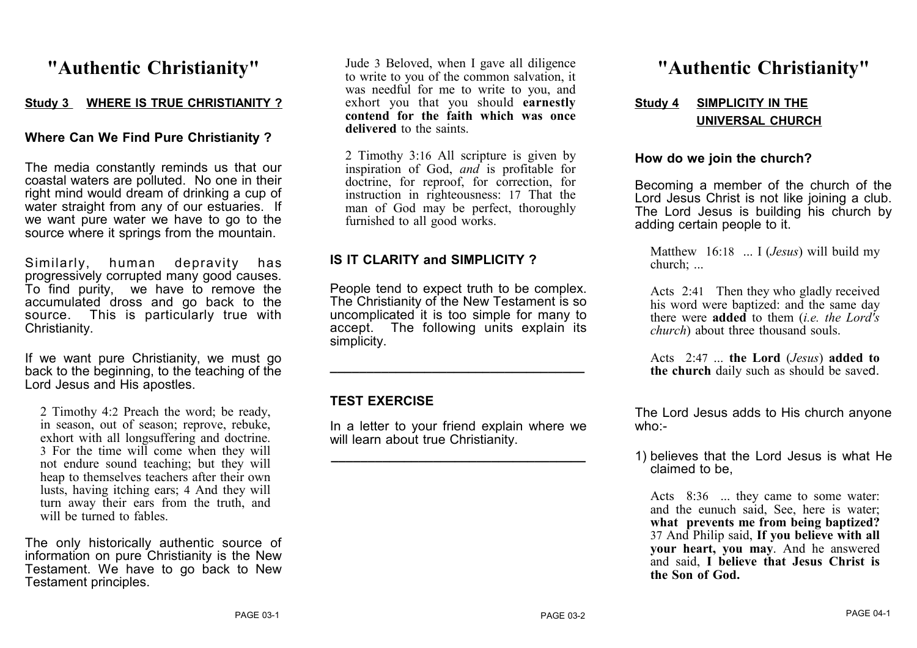# "Authentic Christianity"

## Study 3 WHERE IS TRUE CHRISTIANITY ?

### Where Can We Find Pure Christianity ?

The media constantly reminds us that our coastal waters are polluted. No one in their right mind would dream of drinking a cup of water straight from any of our estuaries. If we want pure water we have to go to the source where it springs from the mountain.

Similarly, human depravity has progressively corrupted many good causes. To find purity, we have to remove the accumulated dross and go back to the source. This is particularly true with Christianity.

If we want pure Christianity, we must go back to the beginning, to the teaching of the Lord Jesus and His apostles.

> 2 Timothy 4:2 Preach the word; be ready, in season, out of season; reprove, rebuke, exhort with all longsuffering and doctrine. 3 For the time will come when they will not endure sound teaching; but they will heap to themselves teachers after their own lusts, having itching ears; 4 And they will turn away their ears from the truth, and will be turned to fables.

The only historically authentic source of information on pure Christianity is the New Testament. We have to go back to New Testament principles.

> Jude 3 Beloved, when I gave all diligence to write to you of the common salvation, it was needful for me to write to you, and exhort you that you should **earnestly contend for the faith which was once delivered** to the saints.

> 2 Timothy 3:16 All scripture is given by inspiration of God, *and* is profitable for doctrine, for reproof, for correction, for instruction in righteousness: 17 That the man of God may be perfect, thoroughly furnished to all good works.

### IS IT CLARITY and SIMPLICITY ?

People tend to expect truth to be complex. The Christianity of the New Testament is so uncomplicated it is too simple for many to accept. The following units explain its simplicity.

---

### TEST EXERCISE

In a letter to your friend explain where we will learn about true Christianity.

---

# "Authentic Christianity"

## Study 4 SIMPLICITY IN THE UNIVERSAL CHURCH

### How do we join the church?

Becoming a member of the church of the Lord Jesus Christ is not like joining a club. The Lord Jesus is building his church by adding certain people to it.

> Matthew 16:18 ... I (*Jesus*) will build my church; ...

> Acts 2:41 Then they who gladly received his word were baptized: and the same day there were **added** to them (*i.e. the Lord's church*) about three thousand souls.

> Acts 2:47 ... **the Lord** (*Jesus*) **added to the church** daily such as should be saved.

The Lord Jesus adds to His church anyone who:-

1) believes that the Lord Jesus is what He claimed to be,

> Acts 8:36 ... they came to some water: and the eunuch said, See, here is water; **what prevents me from being baptized?** 37 And Philip said, **If you believe with all your heart, you may**. And he answered and said, **I believe that Jesus Christ is the Son of God.**